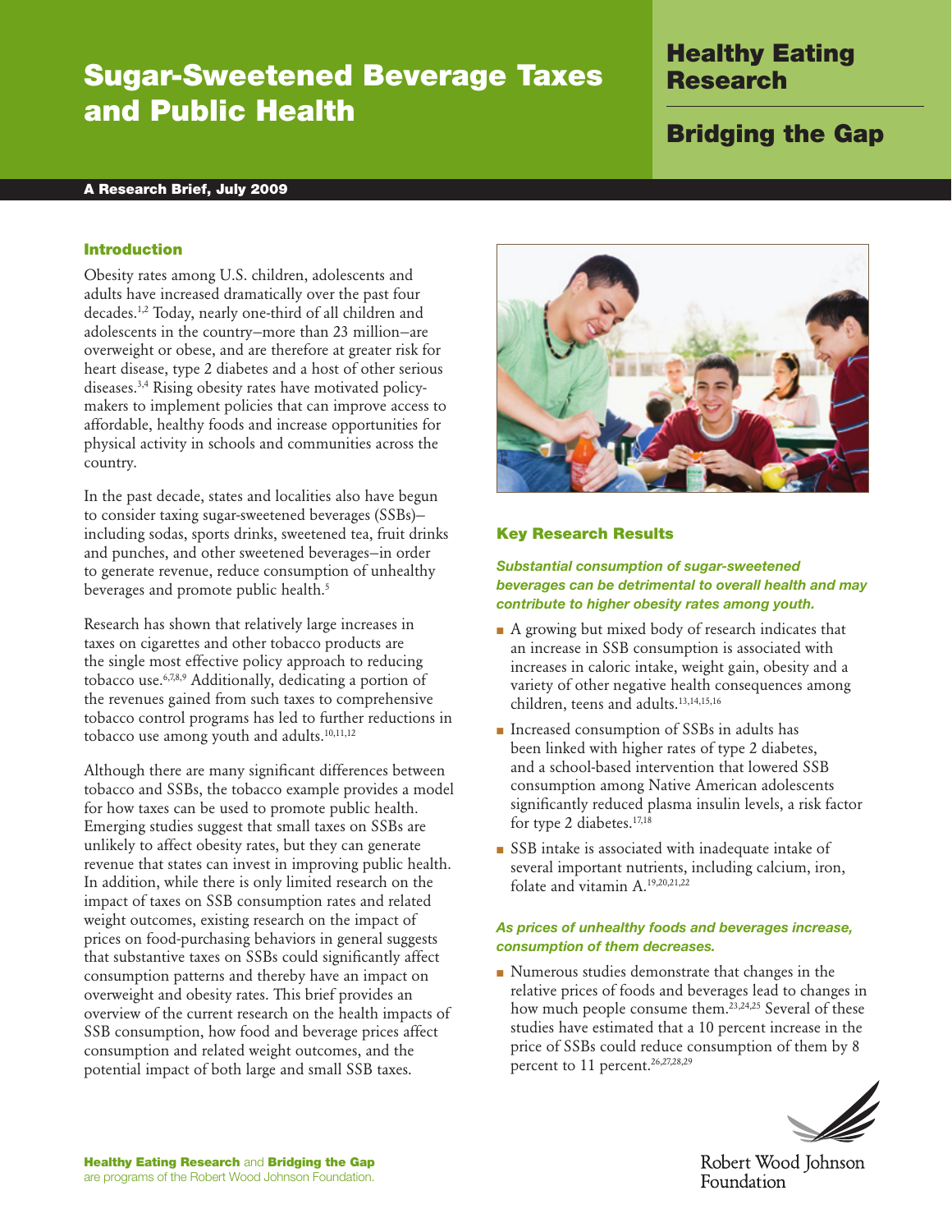# Sugar-Sweetened Beverage Taxes and Public Health

**Healthy Eating Research**

**Bridging the Gap**

**A Research Brief, July 2009**

## Introduction

Obesity rates among U.S. children, adolescents and adults have increased dramatically over the past four decades.[1,2] Today, nearly one-third of all children and adolescents in the country—more than 23 million—are overweight or obese, and are therefore at greater risk for heart disease, type 2 diabetes and a host of other serious diseases.[3,4] Rising obesity rates have motivated policymakers to implement policies that can improve access to affordable, healthy foods and increase opportunities for physical activity in schools and communities across the country.

In the past decade, states and localities also have begun to consider taxing sugar-sweetened beverages (SSBs)—including sodas, sports drinks, sweetened tea, fruit drinks and punches, and other sweetened beverages—in order to generate revenue, reduce consumption of unhealthy beverages and promote public health.[5]

Research has shown that relatively large increases in taxes on cigarettes and other tobacco products are the single most effective policy approach to reducing tobacco use.[6,7,8,9] Additionally, dedicating a portion of the revenues gained from such taxes to comprehensive tobacco control programs has led to further reductions in tobacco use among youth and adults.[10,11,12]

Although there are many significant differences between tobacco and SSBs, the tobacco example provides a model for how taxes can be used to promote public health. Emerging studies suggest that small taxes on SSBs are unlikely to affect obesity rates, but they can generate revenue that states can invest in improving public health. In addition, while there is only limited research on the impact of taxes on SSB consumption rates and related weight outcomes, existing research on the impact of prices on food-purchasing behaviors in general suggests that substantive taxes on SSBs could significantly affect consumption patterns and thereby have an impact on overweight and obesity rates. This brief provides an overview of the current research on the health impacts of SSB consumption, how food and beverage prices affect consumption and related weight outcomes, and the potential impact of both large and small SSB taxes.

## Key Research Results

***Substantial consumption of sugar-sweetened beverages can be detrimental to overall health and may contribute to higher obesity rates among youth.***

- A growing but mixed body of research indicates that an increase in SSB consumption is associated with increases in caloric intake, weight gain, obesity and a variety of other negative health consequences among children, teens and adults.[13,14,15,16]
- Increased consumption of SSBs in adults has been linked with higher rates of type 2 diabetes, and a school-based intervention that lowered SSB consumption among Native American adolescents significantly reduced plasma insulin levels, a risk factor for type 2 diabetes.[17,18]
- SSB intake is associated with inadequate intake of several important nutrients, including calcium, iron, folate and vitamin A.[19,20,21,22]

***As prices of unhealthy foods and beverages increase, consumption of them decreases.***

- Numerous studies demonstrate that changes in the relative prices of foods and beverages lead to changes in how much people consume them.[23,24,25] Several of these studies have estimated that a 10 percent increase in the price of SSBs could reduce consumption of them by 8 percent to 11 percent.[26,27,28,29]

**Healthy Eating Research** and **Bridging the Gap** are programs of the Robert Wood Johnson Foundation.

Robert Wood Johnson Foundation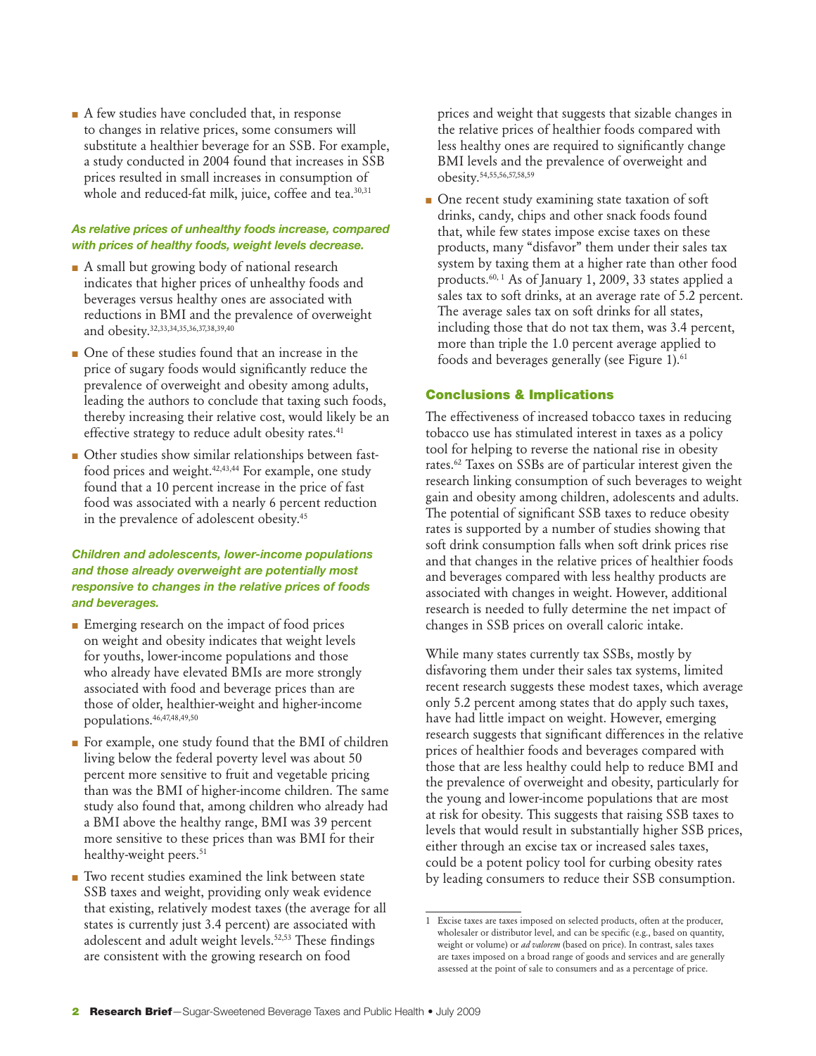- A few studies have concluded that, in response to changes in relative prices, some consumers will substitute a healthier beverage for an SSB. For example, a study conducted in 2004 found that increases in SSB prices resulted in small increases in consumption of whole and reduced-fat milk, juice, coffee and tea.[30,31]

***As relative prices of unhealthy foods increase, compared with prices of healthy foods, weight levels decrease.***

- A small but growing body of national research indicates that higher prices of unhealthy foods and beverages versus healthy ones are associated with reductions in BMI and the prevalence of overweight and obesity.[32,33,34,35,36,37,38,39,40]
- One of these studies found that an increase in the price of sugary foods would significantly reduce the prevalence of overweight and obesity among adults, leading the authors to conclude that taxing such foods, thereby increasing their relative cost, would likely be an effective strategy to reduce adult obesity rates.[41]
- Other studies show similar relationships between fast-food prices and weight.[42,43,44] For example, one study found that a 10 percent increase in the price of fast food was associated with a nearly 6 percent reduction in the prevalence of adolescent obesity.[45]

***Children and adolescents, lower-income populations and those already overweight are potentially most responsive to changes in the relative prices of foods and beverages.***

- Emerging research on the impact of food prices on weight and obesity indicates that weight levels for youths, lower-income populations and those who already have elevated BMIs are more strongly associated with food and beverage prices than are those of older, healthier-weight and higher-income populations.[46,47,48,49,50]
- For example, one study found that the BMI of children living below the federal poverty level was about 50 percent more sensitive to fruit and vegetable pricing than was the BMI of higher-income children. The same study also found that, among children who already had a BMI above the healthy range, BMI was 39 percent more sensitive to these prices than was BMI for their healthy-weight peers.[51]
- Two recent studies examined the link between state SSB taxes and weight, providing only weak evidence that existing, relatively modest taxes (the average for all states is currently just 3.4 percent) are associated with adolescent and adult weight levels.[52,53] These findings are consistent with the growing research on food prices and weight that suggests that sizable changes in the relative prices of healthier foods compared with less healthy ones are required to significantly change BMI levels and the prevalence of overweight and obesity.[54,55,56,57,58,59]
- One recent study examining state taxation of soft drinks, candy, chips and other snack foods found that, while few states impose excise taxes on these products, many "disfavor" them under their sales tax system by taxing them at a higher rate than other food products.[60,1] As of January 1, 2009, 33 states applied a sales tax to soft drinks, at an average rate of 5.2 percent. The average sales tax on soft drinks for all states, including those that do not tax them, was 3.4 percent, more than triple the 1.0 percent average applied to foods and beverages generally (see Figure 1).[61]

## Conclusions & Implications

The effectiveness of increased tobacco taxes in reducing tobacco use has stimulated interest in taxes as a policy tool for helping to reverse the national rise in obesity rates.[62] Taxes on SSBs are of particular interest given the research linking consumption of such beverages to weight gain and obesity among children, adolescents and adults. The potential of significant SSB taxes to reduce obesity rates is supported by a number of studies showing that soft drink consumption falls when soft drink prices rise and that changes in the relative prices of healthier foods and beverages compared with less healthy products are associated with changes in weight. However, additional research is needed to fully determine the net impact of changes in SSB prices on overall caloric intake.

While many states currently tax SSBs, mostly by disfavoring them under their sales tax systems, limited recent research suggests these modest taxes, which average only 5.2 percent among states that do apply such taxes, have had little impact on weight. However, emerging research suggests that significant differences in the relative prices of healthier foods and beverages compared with those that are less healthy could help to reduce BMI and the prevalence of overweight and obesity, particularly for the young and lower-income populations that are most at risk for obesity. This suggests that raising SSB taxes to levels that would result in substantially higher SSB prices, either through an excise tax or increased sales taxes, could be a potent policy tool for curbing obesity rates by leading consumers to reduce their SSB consumption.

---

1 Excise taxes are taxes imposed on selected products, often at the producer, wholesaler or distributor level, and can be specific (e.g., based on quantity, weight or volume) or *ad valorem* (based on price). In contrast, sales taxes are taxes imposed on a broad range of goods and services and are generally assessed at the point of sale to consumers and as a percentage of price.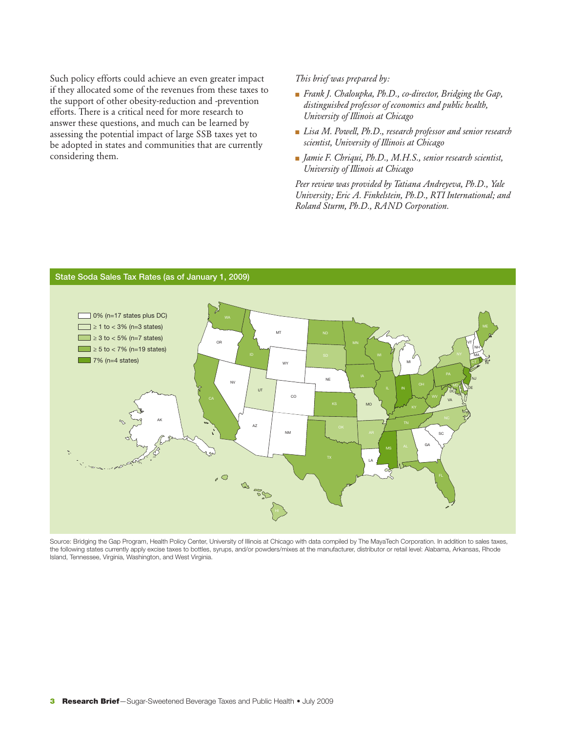Such policy efforts could achieve an even greater impact if they allocated some of the revenues from these taxes to the support of other obesity-reduction and -prevention efforts. There is a critical need for more research to answer these questions, and much can be learned by assessing the potential impact of large SSB taxes yet to be adopted in states and communities that are currently considering them.

*This brief was prepared by:*

- *Frank J. Chaloupka, Ph.D., co-director, Bridging the Gap, distinguished professor of economics and public health, University of Illinois at Chicago*
- *Lisa M. Powell, Ph.D., research professor and senior research scientist, University of Illinois at Chicago*
- *Jamie F. Chriqui, Ph.D., M.H.S., senior research scientist, University of Illinois at Chicago*

*Peer review was provided by Tatiana Andreyeva, Ph.D., Yale University; Eric A. Finkelstein, Ph.D., RTI International; and Roland Sturm, Ph.D., RAND Corporation.*

**State Soda Sales Tax Rates (as of January 1, 2009)**

- 0% (n=17 states plus DC)
- ≥ 1 to < 3% (n=3 states)
- ≥ 3 to < 5% (n=7 states)
- ≥ 5 to < 7% (n=19 states)
- 7% (n=4 states)

Source: Bridging the Gap Program, Health Policy Center, University of Illinois at Chicago with data compiled by The MayaTech Corporation. In addition to sales taxes, the following states currently apply excise taxes to bottles, syrups, and/or powders/mixes at the manufacturer, distributor or retail level: Alabama, Arkansas, Rhode Island, Tennessee, Virginia, Washington, and West Virginia.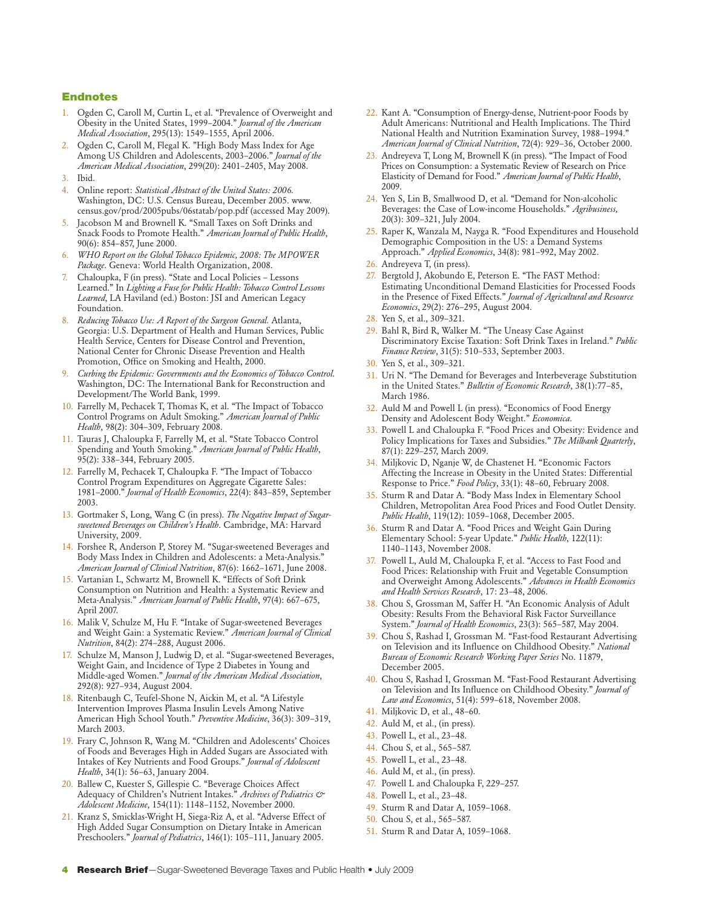## Endnotes

1. Ogden C, Caroll M, Curtin L, et al. "Prevalence of Overweight and Obesity in the United States, 1999–2004." *Journal of the American Medical Association*, 295(13): 1549–1555, April 2006.
2. Ogden C, Caroll M, Flegal K. "High Body Mass Index for Age Among US Children and Adolescents, 2003–2006." *Journal of the American Medical Association*, 299(20): 2401–2405, May 2008.
3. Ibid.
4. Online report: *Statistical Abstract of the United States: 2006.* Washington, DC: U.S. Census Bureau, December 2005. www.census.gov/prod/2005pubs/06statab/pop.pdf (accessed May 2009).
5. Jacobson M and Brownell K. "Small Taxes on Soft Drinks and Snack Foods to Promote Health." *American Journal of Public Health*, 90(6): 854–857, June 2000.
6. *WHO Report on the Global Tobacco Epidemic, 2008: The MPOWER Package.* Geneva: World Health Organization, 2008.
7. Chaloupka, F (in press). "State and Local Policies – Lessons Learned." In *Lighting a Fuse for Public Health: Tobacco Control Lessons Learned*, LA Haviland (ed.) Boston: JSI and American Legacy Foundation.
8. *Reducing Tobacco Use: A Report of the Surgeon General.* Atlanta, Georgia: U.S. Department of Health and Human Services, Public Health Service, Centers for Disease Control and Prevention, National Center for Chronic Disease Prevention and Health Promotion, Office on Smoking and Health, 2000.
9. *Curbing the Epidemic: Governments and the Economics of Tobacco Control.* Washington, DC: The International Bank for Reconstruction and Development/The World Bank, 1999.
10. Farrelly M, Pechacek T, Thomas K, et al. "The Impact of Tobacco Control Programs on Adult Smoking." *American Journal of Public Health*, 98(2): 304–309, February 2008.
11. Tauras J, Chaloupka F, Farrelly M, et al. "State Tobacco Control Spending and Youth Smoking." *American Journal of Public Health*, 95(2): 338–344, February 2005.
12. Farrelly M, Pechacek T, Chaloupka F. "The Impact of Tobacco Control Program Expenditures on Aggregate Cigarette Sales: 1981–2000." *Journal of Health Economics*, 22(4): 843–859, September 2003.
13. Gortmaker S, Long, Wang C (in press). *The Negative Impact of Sugar-sweetened Beverages on Children's Health*. Cambridge, MA: Harvard University, 2009.
14. Forshee R, Anderson P, Storey M. "Sugar-sweetened Beverages and Body Mass Index in Children and Adolescents: a Meta-Analysis." *American Journal of Clinical Nutrition*, 87(6): 1662–1671, June 2008.
15. Vartanian L, Schwartz M, Brownell K. "Effects of Soft Drink Consumption on Nutrition and Health: a Systematic Review and Meta-Analysis." *American Journal of Public Health*, 97(4): 667–675, April 2007.
16. Malik V, Schulze M, Hu F. "Intake of Sugar-sweetened Beverages and Weight Gain: a Systematic Review." *American Journal of Clinical Nutrition*, 84(2): 274–288, August 2006.
17. Schulze M, Manson J, Ludwig D, et al. "Sugar-sweetened Beverages, Weight Gain, and Incidence of Type 2 Diabetes in Young and Middle-aged Women." *Journal of the American Medical Association*, 292(8): 927–934, August 2004.
18. Ritenbaugh C, Teufel-Shone N, Aickin M, et al. "A Lifestyle Intervention Improves Plasma Insulin Levels Among Native American High School Youth." *Preventive Medicine*, 36(3): 309–319, March 2003.
19. Frary C, Johnson R, Wang M. "Children and Adolescents' Choices of Foods and Beverages High in Added Sugars are Associated with Intakes of Key Nutrients and Food Groups." *Journal of Adolescent Health*, 34(1): 56–63, January 2004.
20. Ballew C, Kuester S, Gillespie C. "Beverage Choices Affect Adequacy of Children's Nutrient Intakes." *Archives of Pediatrics & Adolescent Medicine*, 154(11): 1148–1152, November 2000.
21. Kranz S, Smicklas-Wright H, Siega-Riz A, et al. "Adverse Effect of High Added Sugar Consumption on Dietary Intake in American Preschoolers." *Journal of Pediatrics*, 146(1): 105–111, January 2005.
22. Kant A. "Consumption of Energy-dense, Nutrient-poor Foods by Adult Americans: Nutritional and Health Implications. The Third National Health and Nutrition Examination Survey, 1988–1994." *American Journal of Clinical Nutrition*, 72(4): 929–36, October 2000.
23. Andreyeva T, Long M, Brownell K (in press). "The Impact of Food Prices on Consumption: a Systematic Review of Research on Price Elasticity of Demand for Food." *American Journal of Public Health*, 2009.
24. Yen S, Lin B, Smallwood D, et al. "Demand for Non-alcoholic Beverages: the Case of Low-income Households." *Agribusiness,* 20(3): 309–321, July 2004.
25. Raper K, Wanzala M, Nayga R. "Food Expenditures and Household Demographic Composition in the US: a Demand Systems Approach." *Applied Economics*, 34(8): 981–992, May 2002.
26. Andreyeva T, (in press).
27. Bergtold J, Akobundo E, Peterson E. "The FAST Method: Estimating Unconditional Demand Elasticities for Processed Foods in the Presence of Fixed Effects." *Journal of Agricultural and Resource Economics*, 29(2): 276–295, August 2004.
28. Yen S, et al., 309–321.
29. Bahl R, Bird R, Walker M. "The Uneasy Case Against Discriminatory Excise Taxation: Soft Drink Taxes in Ireland." *Public Finance Review*, 31(5): 510–533, September 2003.
30. Yen S, et al., 309–321.
31. Uri N. "The Demand for Beverages and Interbeverage Substitution in the United States." *Bulletin of Economic Research*, 38(1):77–85, March 1986.
32. Auld M and Powell L (in press). "Economics of Food Energy Density and Adolescent Body Weight." *Economica*.
33. Powell L and Chaloupka F. "Food Prices and Obesity: Evidence and Policy Implications for Taxes and Subsidies." *The Milbank Quarterly*, 87(1): 229–257, March 2009.
34. Miljkovic D, Nganje W, de Chastenet H. "Economic Factors Affecting the Increase in Obesity in the United States: Differential Response to Price." *Food Policy*, 33(1): 48–60, February 2008.
35. Sturm R and Datar A. "Body Mass Index in Elementary School Children, Metropolitan Area Food Prices and Food Outlet Density. *Public Health*, 119(12): 1059–1068, December 2005.
36. Sturm R and Datar A. "Food Prices and Weight Gain During Elementary School: 5-year Update." *Public Health*, 122(11): 1140–1143, November 2008.
37. Powell L, Auld M, Chaloupka F, et al. "Access to Fast Food and Food Prices: Relationship with Fruit and Vegetable Consumption and Overweight Among Adolescents." *Advances in Health Economics and Health Services Research*, 17: 23–48, 2006.
38. Chou S, Grossman M, Saffer H. "An Economic Analysis of Adult Obesity: Results From the Behavioral Risk Factor Surveillance System." *Journal of Health Economics*, 23(3): 565–587, May 2004.
39. Chou S, Rashad I, Grossman M. "Fast-food Restaurant Advertising on Television and its Influence on Childhood Obesity." *National Bureau of Economic Research Working Paper Series* No. 11879, December 2005.
40. Chou S, Rashad I, Grossman M. "Fast-Food Restaurant Advertising on Television and Its Influence on Childhood Obesity." *Journal of Law and Economics*, 51(4): 599–618, November 2008.
41. Miljkovic D, et al., 48–60.
42. Auld M, et al., (in press).
43. Powell L, et al., 23–48.
44. Chou S, et al., 565–587.
45. Powell L, et al., 23–48.
46. Auld M, et al., (in press).
47. Powell L and Chaloupka F, 229–257.
48. Powell L, et al., 23–48.
49. Sturm R and Datar A, 1059–1068.
50. Chou S, et al., 565–587.
51. Sturm R and Datar A, 1059–1068.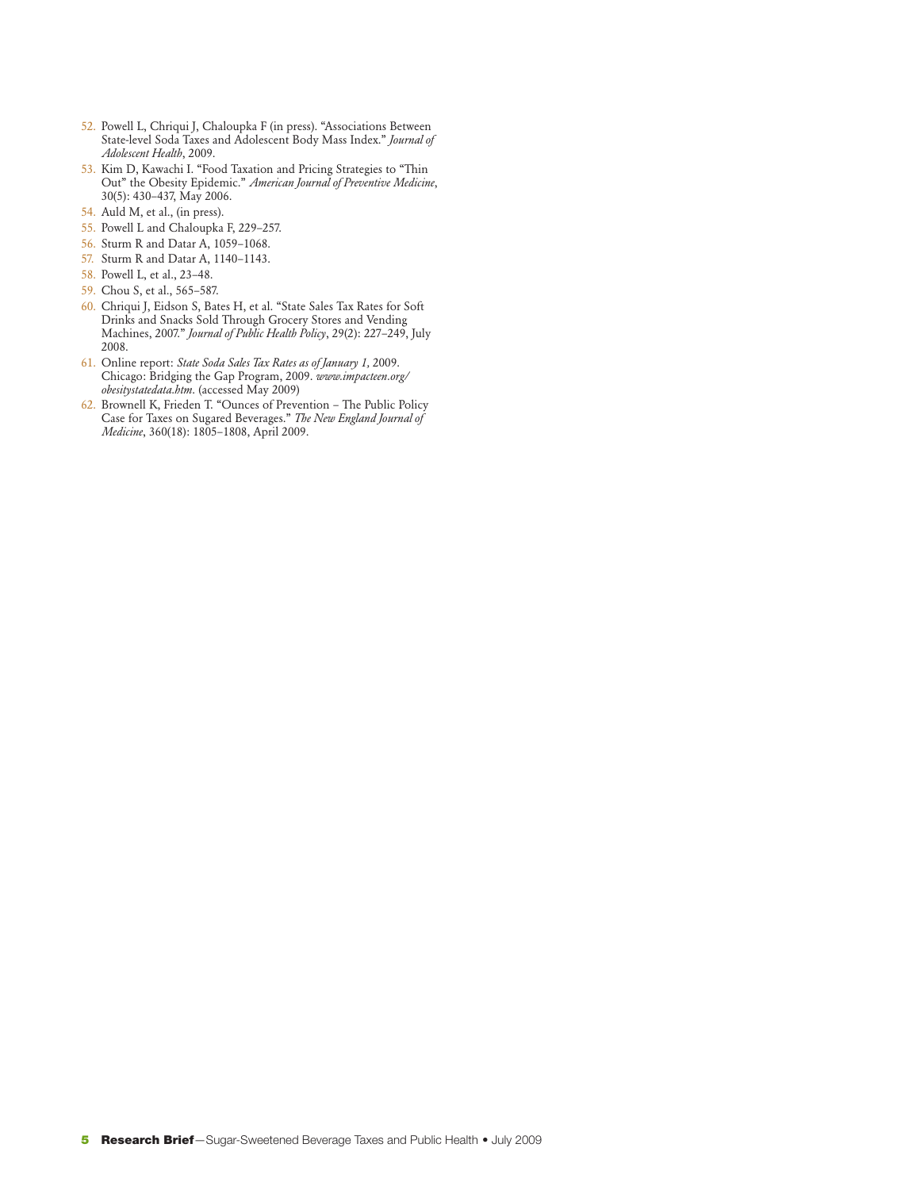52. Powell L, Chriqui J, Chaloupka F (in press). "Associations Between State-level Soda Taxes and Adolescent Body Mass Index." *Journal of Adolescent Health*, 2009.
53. Kim D, Kawachi I. "Food Taxation and Pricing Strategies to "Thin Out" the Obesity Epidemic." *American Journal of Preventive Medicine*, 30(5): 430–437, May 2006.
54. Auld M, et al., (in press).
55. Powell L and Chaloupka F, 229–257.
56. Sturm R and Datar A, 1059–1068.
57. Sturm R and Datar A, 1140–1143.
58. Powell L, et al., 23–48.
59. Chou S, et al., 565–587.
60. Chriqui J, Eidson S, Bates H, et al. "State Sales Tax Rates for Soft Drinks and Snacks Sold Through Grocery Stores and Vending Machines, 2007." *Journal of Public Health Policy*, 29(2): 227–249, July 2008.
61. Online report: *State Soda Sales Tax Rates as of January 1*, 2009. Chicago: Bridging the Gap Program, 2009. *www.impacteen.org/obesitystatedata.htm*. (accessed May 2009)
62. Brownell K, Frieden T. "Ounces of Prevention – The Public Policy Case for Taxes on Sugared Beverages." *The New England Journal of Medicine*, 360(18): 1805–1808, April 2009.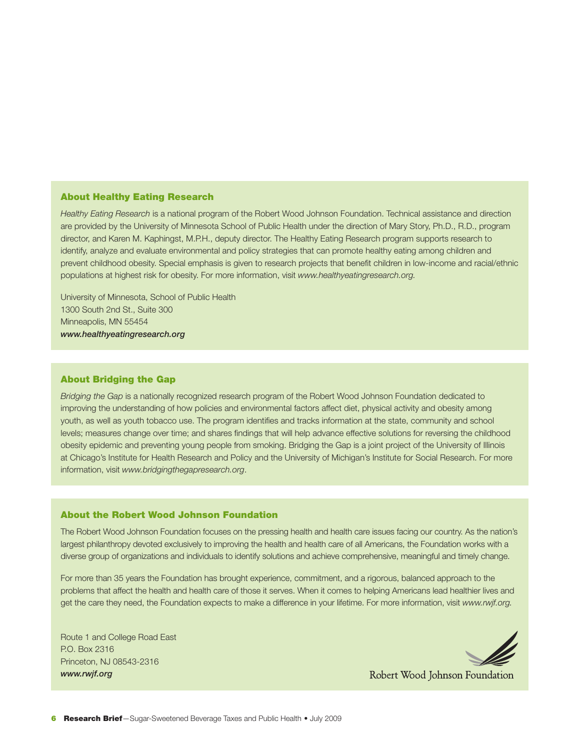## About Healthy Eating Research

*Healthy Eating Research* is a national program of the Robert Wood Johnson Foundation. Technical assistance and direction are provided by the University of Minnesota School of Public Health under the direction of Mary Story, Ph.D., R.D., program director, and Karen M. Kaphingst, M.P.H., deputy director. The Healthy Eating Research program supports research to identify, analyze and evaluate environmental and policy strategies that can promote healthy eating among children and prevent childhood obesity. Special emphasis is given to research projects that benefit children in low-income and racial/ethnic populations at highest risk for obesity. For more information, visit *www.healthyeatingresearch.org*.

University of Minnesota, School of Public Health
1300 South 2nd St., Suite 300
Minneapolis, MN 55454
***www.healthyeatingresearch.org***

## About Bridging the Gap

*Bridging the Gap* is a nationally recognized research program of the Robert Wood Johnson Foundation dedicated to improving the understanding of how policies and environmental factors affect diet, physical activity and obesity among youth, as well as youth tobacco use. The program identifies and tracks information at the state, community and school levels; measures change over time; and shares findings that will help advance effective solutions for reversing the childhood obesity epidemic and preventing young people from smoking. Bridging the Gap is a joint project of the University of Illinois at Chicago's Institute for Health Research and Policy and the University of Michigan's Institute for Social Research. For more information, visit *www.bridgingthegapresearch.org*.

## About the Robert Wood Johnson Foundation

The Robert Wood Johnson Foundation focuses on the pressing health and health care issues facing our country. As the nation's largest philanthropy devoted exclusively to improving the health and health care of all Americans, the Foundation works with a diverse group of organizations and individuals to identify solutions and achieve comprehensive, meaningful and timely change.

For more than 35 years the Foundation has brought experience, commitment, and a rigorous, balanced approach to the problems that affect the health and health care of those it serves. When it comes to helping Americans lead healthier lives and get the care they need, the Foundation expects to make a difference in your lifetime. For more information, visit *www.rwjf.org*.

Route 1 and College Road East
P.O. Box 2316
Princeton, NJ 08543-2316
***www.rwjf.org***

Robert Wood Johnson Foundation